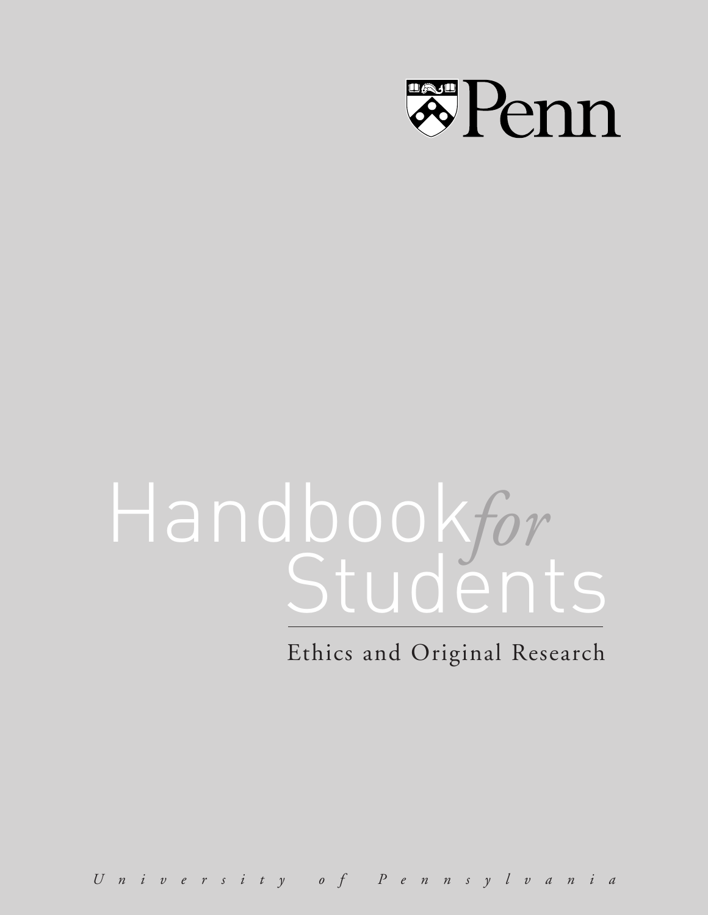Penn

# Handbook *for* Students

## Ethics and Original Research

*University of Pennsylvania*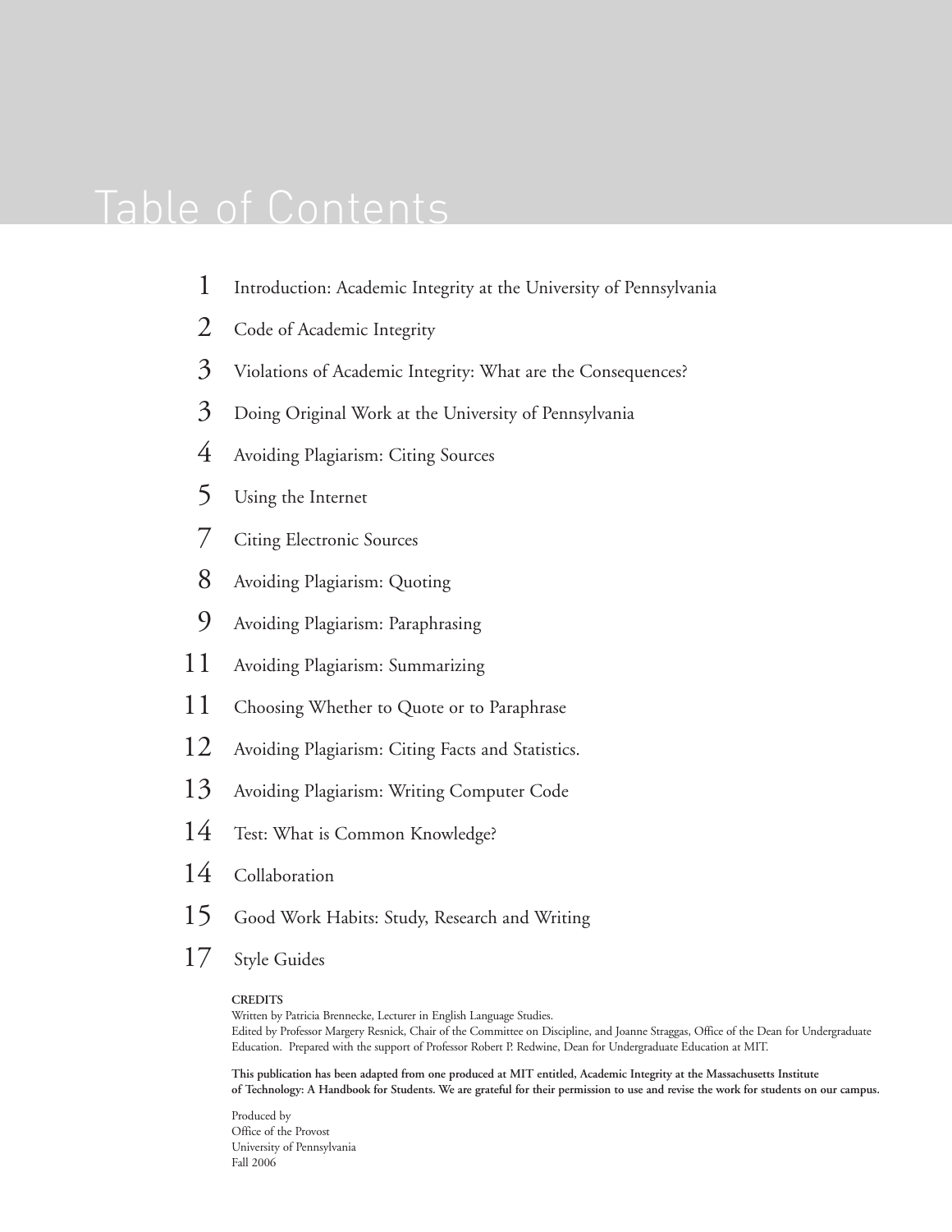# Table of Contents

1 Introduction: Academic Integrity at the University of Pennsylvania

2 Code of Academic Integrity

3 Violations of Academic Integrity: What are the Consequences?

3 Doing Original Work at the University of Pennsylvania

4 Avoiding Plagiarism: Citing Sources

5 Using the Internet

7 Citing Electronic Sources

8 Avoiding Plagiarism: Quoting

9 Avoiding Plagiarism: Paraphrasing

11 Avoiding Plagiarism: Summarizing

11 Choosing Whether to Quote or to Paraphrase

12 Avoiding Plagiarism: Citing Facts and Statistics.

13 Avoiding Plagiarism: Writing Computer Code

14 Test: What is Common Knowledge?

14 Collaboration

15 Good Work Habits: Study, Research and Writing

17 Style Guides

**CREDITS**

Written by Patricia Brennecke, Lecturer in English Language Studies.
Edited by Professor Margery Resnick, Chair of the Committee on Discipline, and Joanne Straggas, Office of the Dean for Undergraduate Education. Prepared with the support of Professor Robert P. Redwine, Dean for Undergraduate Education at MIT.

**This publication has been adapted from one produced at MIT entitled, Academic Integrity at the Massachusetts Institute of Technology: A Handbook for Students. We are grateful for their permission to use and revise the work for students on our campus.**

Produced by
Office of the Provost
University of Pennsylvania
Fall 2006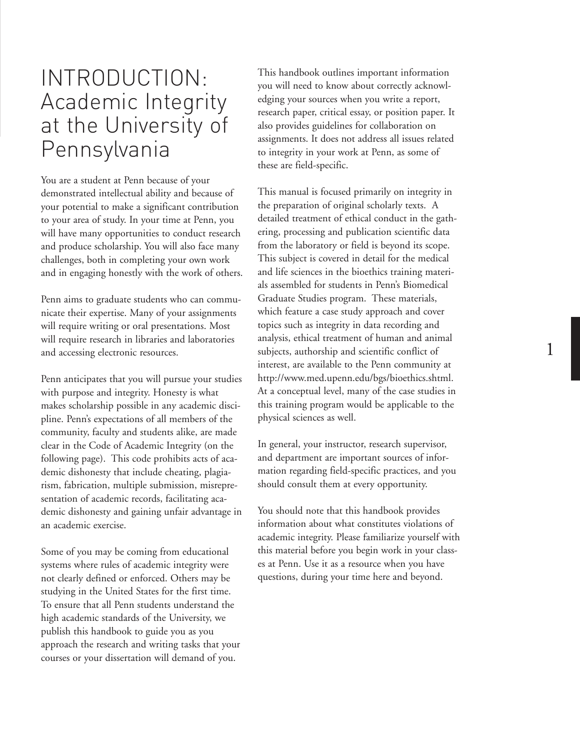# INTRODUCTION: Academic Integrity at the University of Pennsylvania

You are a student at Penn because of your demonstrated intellectual ability and because of your potential to make a significant contribution to your area of study. In your time at Penn, you will have many opportunities to conduct research and produce scholarship. You will also face many challenges, both in completing your own work and in engaging honestly with the work of others.

Penn aims to graduate students who can communicate their expertise. Many of your assignments will require writing or oral presentations. Most will require research in libraries and laboratories and accessing electronic resources.

Penn anticipates that you will pursue your studies with purpose and integrity. Honesty is what makes scholarship possible in any academic discipline. Penn's expectations of all members of the community, faculty and students alike, are made clear in the Code of Academic Integrity (on the following page). This code prohibits acts of academic dishonesty that include cheating, plagiarism, fabrication, multiple submission, misrepresentation of academic records, facilitating academic dishonesty and gaining unfair advantage in an academic exercise.

Some of you may be coming from educational systems where rules of academic integrity were not clearly defined or enforced. Others may be studying in the United States for the first time. To ensure that all Penn students understand the high academic standards of the University, we publish this handbook to guide you as you approach the research and writing tasks that your courses or your dissertation will demand of you.

This handbook outlines important information you will need to know about correctly acknowledging your sources when you write a report, research paper, critical essay, or position paper. It also provides guidelines for collaboration on assignments. It does not address all issues related to integrity in your work at Penn, as some of these are field-specific.

This manual is focused primarily on integrity in the preparation of original scholarly texts. A detailed treatment of ethical conduct in the gathering, processing and publication scientific data from the laboratory or field is beyond its scope. This subject is covered in detail for the medical and life sciences in the bioethics training materials assembled for students in Penn's Biomedical Graduate Studies program. These materials, which feature a case study approach and cover topics such as integrity in data recording and analysis, ethical treatment of human and animal subjects, authorship and scientific conflict of interest, are available to the Penn community at http://www.med.upenn.edu/bgs/bioethics.shtml. At a conceptual level, many of the case studies in this training program would be applicable to the physical sciences as well.

In general, your instructor, research supervisor, and department are important sources of information regarding field-specific practices, and you should consult them at every opportunity.

You should note that this handbook provides information about what constitutes violations of academic integrity. Please familiarize yourself with this material before you begin work in your classes at Penn. Use it as a resource when you have questions, during your time here and beyond.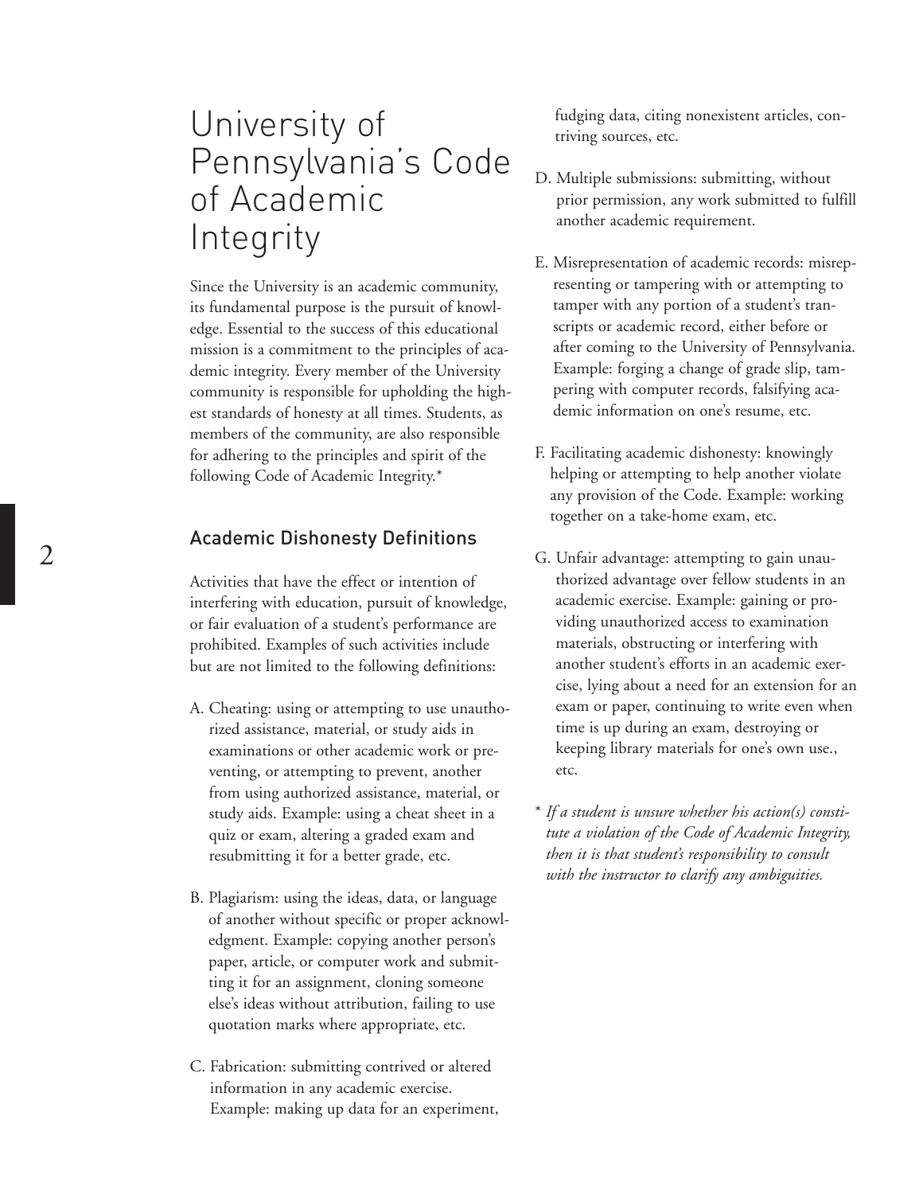# University of Pennsylvania's Code of Academic Integrity

Since the University is an academic community, its fundamental purpose is the pursuit of knowledge. Essential to the success of this educational mission is a commitment to the principles of academic integrity. Every member of the University community is responsible for upholding the highest standards of honesty at all times. Students, as members of the community, are also responsible for adhering to the principles and spirit of the following Code of Academic Integrity.*

## Academic Dishonesty Definitions

Activities that have the effect or intention of interfering with education, pursuit of knowledge, or fair evaluation of a student's performance are prohibited. Examples of such activities include but are not limited to the following definitions:

A. Cheating: using or attempting to use unauthorized assistance, material, or study aids in examinations or other academic work or preventing, or attempting to prevent, another from using authorized assistance, material, or study aids. Example: using a cheat sheet in a quiz or exam, altering a graded exam and resubmitting it for a better grade, etc.

B. Plagiarism: using the ideas, data, or language of another without specific or proper acknowledgment. Example: copying another person's paper, article, or computer work and submitting it for an assignment, cloning someone else's ideas without attribution, failing to use quotation marks where appropriate, etc.

C. Fabrication: submitting contrived or altered information in any academic exercise. Example: making up data for an experiment, fudging data, citing nonexistent articles, contriving sources, etc.

D. Multiple submissions: submitting, without prior permission, any work submitted to fulfill another academic requirement.

E. Misrepresentation of academic records: misrepresenting or tampering with or attempting to tamper with any portion of a student's transcripts or academic record, either before or after coming to the University of Pennsylvania. Example: forging a change of grade slip, tampering with computer records, falsifying academic information on one's resume, etc.

F. Facilitating academic dishonesty: knowingly helping or attempting to help another violate any provision of the Code. Example: working together on a take-home exam, etc.

G. Unfair advantage: attempting to gain unauthorized advantage over fellow students in an academic exercise. Example: gaining or providing unauthorized access to examination materials, obstructing or interfering with another student's efforts in an academic exercise, lying about a need for an extension for an exam or paper, continuing to write even when time is up during an exam, destroying or keeping library materials for one's own use., etc.

\* *If a student is unsure whether his action(s) constitute a violation of the Code of Academic Integrity, then it is that student's responsibility to consult with the instructor to clarify any ambiguities.*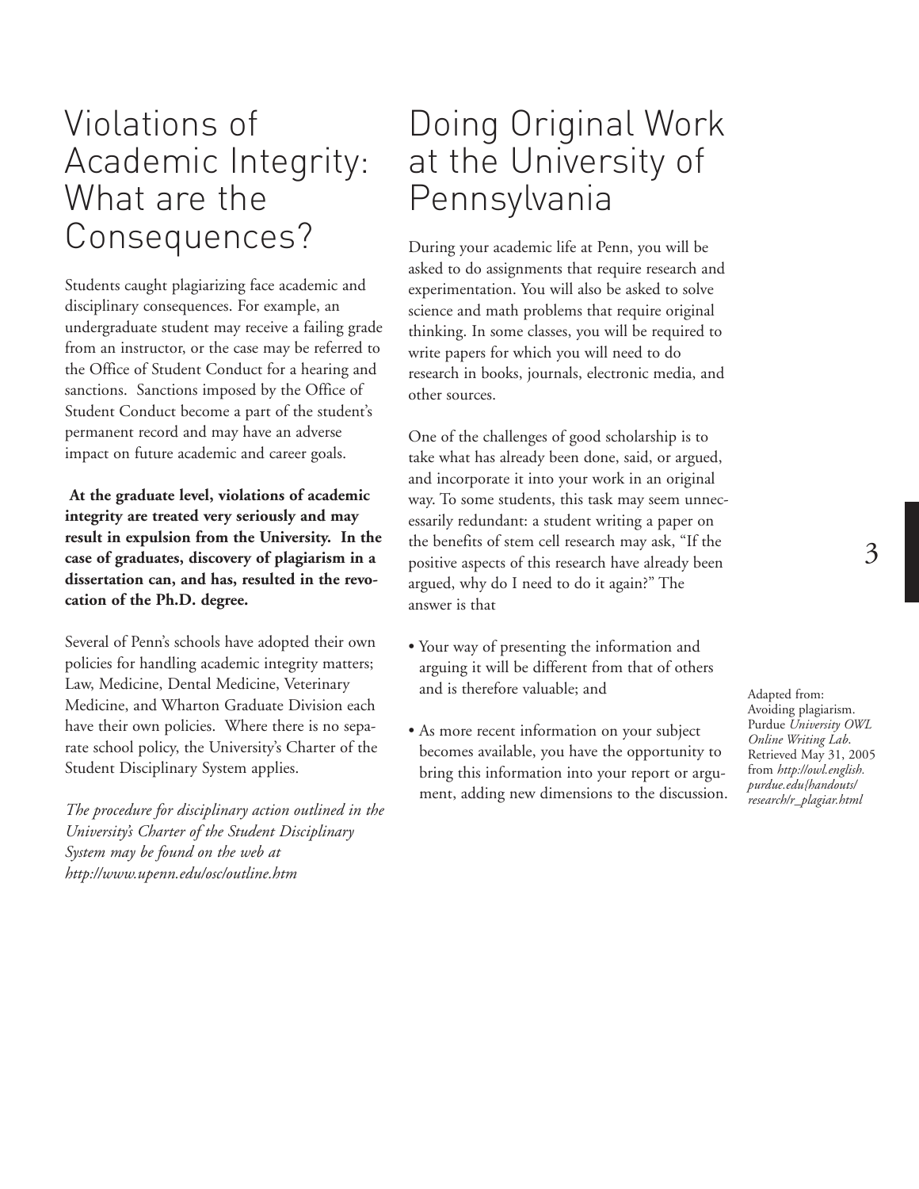# Violations of Academic Integrity: What are the Consequences?

Students caught plagiarizing face academic and disciplinary consequences. For example, an undergraduate student may receive a failing grade from an instructor, or the case may be referred to the Office of Student Conduct for a hearing and sanctions. Sanctions imposed by the Office of Student Conduct become a part of the student's permanent record and may have an adverse impact on future academic and career goals.

**At the graduate level, violations of academic integrity are treated very seriously and may result in expulsion from the University. In the case of graduates, discovery of plagiarism in a dissertation can, and has, resulted in the revocation of the Ph.D. degree.**

Several of Penn's schools have adopted their own policies for handling academic integrity matters; Law, Medicine, Dental Medicine, Veterinary Medicine, and Wharton Graduate Division each have their own policies. Where there is no separate school policy, the University's Charter of the Student Disciplinary System applies.

*The procedure for disciplinary action outlined in the University's Charter of the Student Disciplinary System may be found on the web at http://www.upenn.edu/osc/outline.htm*

# Doing Original Work at the University of Pennsylvania

During your academic life at Penn, you will be asked to do assignments that require research and experimentation. You will also be asked to solve science and math problems that require original thinking. In some classes, you will be required to write papers for which you will need to do research in books, journals, electronic media, and other sources.

One of the challenges of good scholarship is to take what has already been done, said, or argued, and incorporate it into your work in an original way. To some students, this task may seem unnecessarily redundant: a student writing a paper on the benefits of stem cell research may ask, "If the positive aspects of this research have already been argued, why do I need to do it again?" The answer is that

- Your way of presenting the information and arguing it will be different from that of others and is therefore valuable; and
- As more recent information on your subject becomes available, you have the opportunity to bring this information into your report or argument, adding new dimensions to the discussion.

Adapted from: Avoiding plagiarism. Purdue *University OWL Online Writing Lab*. Retrieved May 31, 2005 from *http://owl.english.purdue.edu/handouts/research/r_plagiar.html*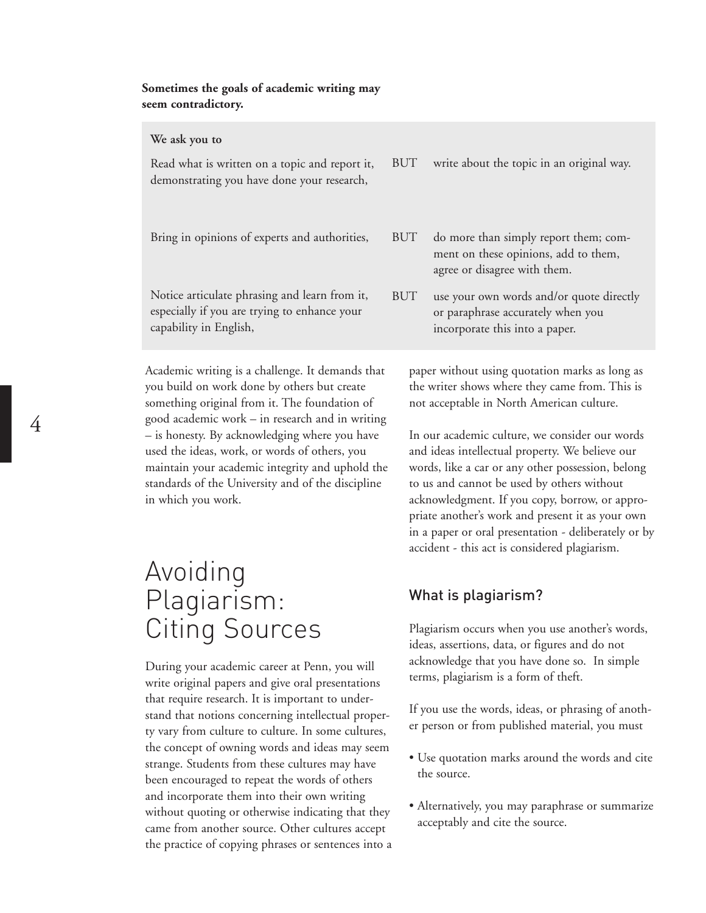**Sometimes the goals of academic writing may seem contradictory.**

| We ask you to | | |
|---|---|---|
| Read what is written on a topic and report it, demonstrating you have done your research, | BUT | write about the topic in an original way. |
| Bring in opinions of experts and authorities, | BUT | do more than simply report them; comment on these opinions, add to them, agree or disagree with them. |
| Notice articulate phrasing and learn from it, especially if you are trying to enhance your capability in English, | BUT | use your own words and/or quote directly or paraphrase accurately when you incorporate this into a paper. |

Academic writing is a challenge. It demands that you build on work done by others but create something original from it. The foundation of good academic work – in research and in writing – is honesty. By acknowledging where you have used the ideas, work, or words of others, you maintain your academic integrity and uphold the standards of the University and of the discipline in which you work.

# Avoiding Plagiarism: Citing Sources

During your academic career at Penn, you will write original papers and give oral presentations that require research. It is important to understand that notions concerning intellectual property vary from culture to culture. In some cultures, the concept of owning words and ideas may seem strange. Students from these cultures may have been encouraged to repeat the words of others and incorporate them into their own writing without quoting or otherwise indicating that they came from another source. Other cultures accept the practice of copying phrases or sentences into a paper without using quotation marks as long as the writer shows where they came from. This is not acceptable in North American culture.

In our academic culture, we consider our words and ideas intellectual property. We believe our words, like a car or any other possession, belong to us and cannot be used by others without acknowledgment. If you copy, borrow, or appropriate another's work and present it as your own in a paper or oral presentation - deliberately or by accident - this act is considered plagiarism.

## What is plagiarism?

Plagiarism occurs when you use another's words, ideas, assertions, data, or figures and do not acknowledge that you have done so. In simple terms, plagiarism is a form of theft.

If you use the words, ideas, or phrasing of another person or from published material, you must

- Use quotation marks around the words and cite the source.
- Alternatively, you may paraphrase or summarize acceptably and cite the source.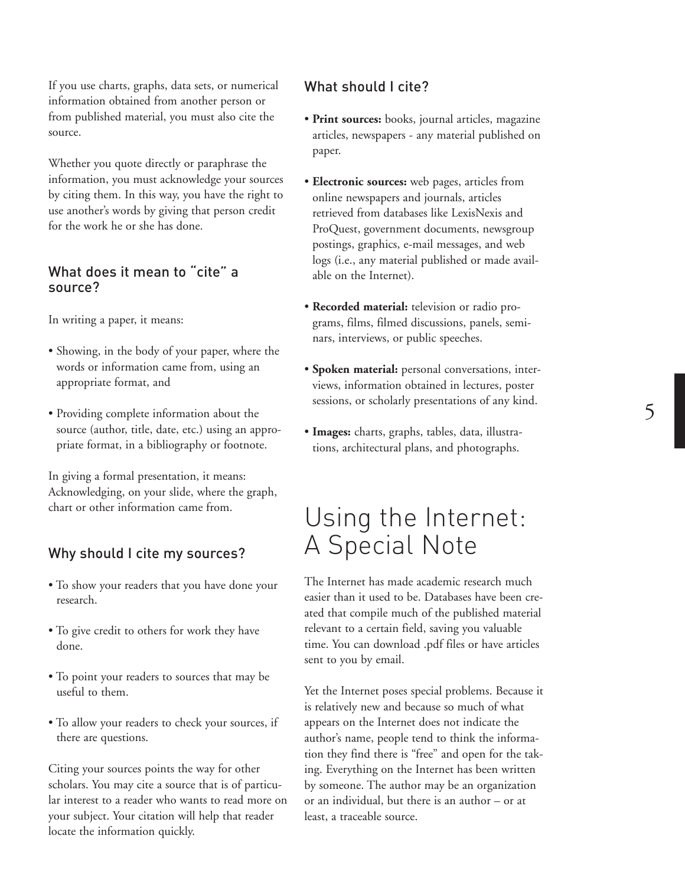If you use charts, graphs, data sets, or numerical information obtained from another person or from published material, you must also cite the source.

Whether you quote directly or paraphrase the information, you must acknowledge your sources by citing them. In this way, you have the right to use another's words by giving that person credit for the work he or she has done.

### What does it mean to "cite" a source?

In writing a paper, it means:

- Showing, in the body of your paper, where the words or information came from, using an appropriate format, and
- Providing complete information about the source (author, title, date, etc.) using an appropriate format, in a bibliography or footnote.

In giving a formal presentation, it means: Acknowledging, on your slide, where the graph, chart or other information came from.

### Why should I cite my sources?

- To show your readers that you have done your research.
- To give credit to others for work they have done.
- To point your readers to sources that may be useful to them.
- To allow your readers to check your sources, if there are questions.

Citing your sources points the way for other scholars. You may cite a source that is of particular interest to a reader who wants to read more on your subject. Your citation will help that reader locate the information quickly.

### What should I cite?

- **Print sources:** books, journal articles, magazine articles, newspapers - any material published on paper.
- **Electronic sources:** web pages, articles from online newspapers and journals, articles retrieved from databases like LexisNexis and ProQuest, government documents, newsgroup postings, graphics, e-mail messages, and web logs (i.e., any material published or made available on the Internet).
- **Recorded material:** television or radio programs, films, filmed discussions, panels, seminars, interviews, or public speeches.
- **Spoken material:** personal conversations, interviews, information obtained in lectures, poster sessions, or scholarly presentations of any kind.
- **Images:** charts, graphs, tables, data, illustrations, architectural plans, and photographs.

## Using the Internet: A Special Note

The Internet has made academic research much easier than it used to be. Databases have been created that compile much of the published material relevant to a certain field, saving you valuable time. You can download .pdf files or have articles sent to you by email.

Yet the Internet poses special problems. Because it is relatively new and because so much of what appears on the Internet does not indicate the author's name, people tend to think the information they find there is "free" and open for the taking. Everything on the Internet has been written by someone. The author may be an organization or an individual, but there is an author – or at least, a traceable source.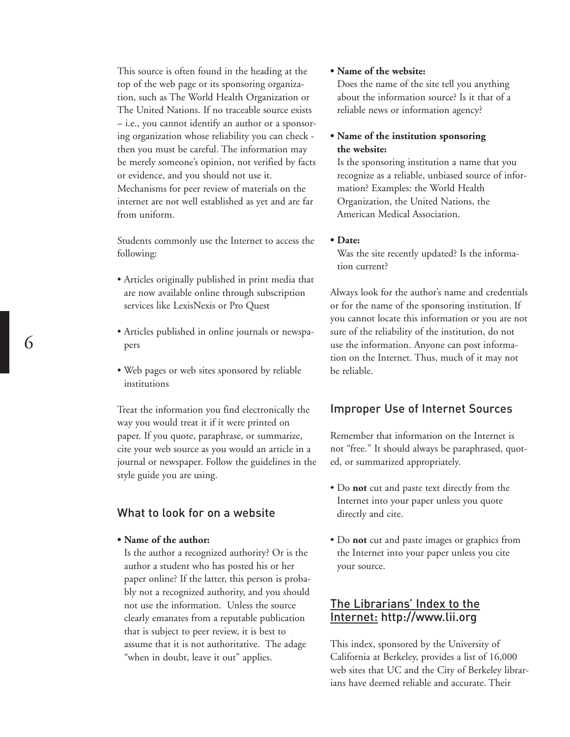This source is often found in the heading at the top of the web page or its sponsoring organization, such as The World Health Organization or The United Nations. If no traceable source exists – i.e., you cannot identify an author or a sponsoring organization whose reliability you can check - then you must be careful. The information may be merely someone's opinion, not verified by facts or evidence, and you should not use it. Mechanisms for peer review of materials on the internet are not well established as yet and are far from uniform.

Students commonly use the Internet to access the following:

- Articles originally published in print media that are now available online through subscription services like LexisNexis or Pro Quest
- Articles published in online journals or newspapers
- Web pages or web sites sponsored by reliable institutions

Treat the information you find electronically the way you would treat it if it were printed on paper. If you quote, paraphrase, or summarize, cite your web source as you would an article in a journal or newspaper. Follow the guidelines in the style guide you are using.

## What to look for on a website

- **Name of the author:**
  Is the author a recognized authority? Or is the author a student who has posted his or her paper online? If the latter, this person is probably not a recognized authority, and you should not use the information. Unless the source clearly emanates from a reputable publication that is subject to peer review, it is best to assume that it is not authoritative. The adage "when in doubt, leave it out" applies.
- **Name of the website:**
  Does the name of the site tell you anything about the information source? Is it that of a reliable news or information agency?
- **Name of the institution sponsoring the website:**
  Is the sponsoring institution a name that you recognize as a reliable, unbiased source of information? Examples: the World Health Organization, the United Nations, the American Medical Association.
- **Date:**
  Was the site recently updated? Is the information current?

Always look for the author's name and credentials or for the name of the sponsoring institution. If you cannot locate this information or you are not sure of the reliability of the institution, do not use the information. Anyone can post information on the Internet. Thus, much of it may not be reliable.

## Improper Use of Internet Sources

Remember that information on the Internet is not "free." It should always be paraphrased, quoted, or summarized appropriately.

- Do **not** cut and paste text directly from the Internet into your paper unless you quote directly and cite.
- Do **not** cut and paste images or graphics from the Internet into your paper unless you cite your source.

## The Librarians' Index to the Internet: http://www.lii.org

This index, sponsored by the University of California at Berkeley, provides a list of 16,000 web sites that UC and the City of Berkeley librarians have deemed reliable and accurate. Their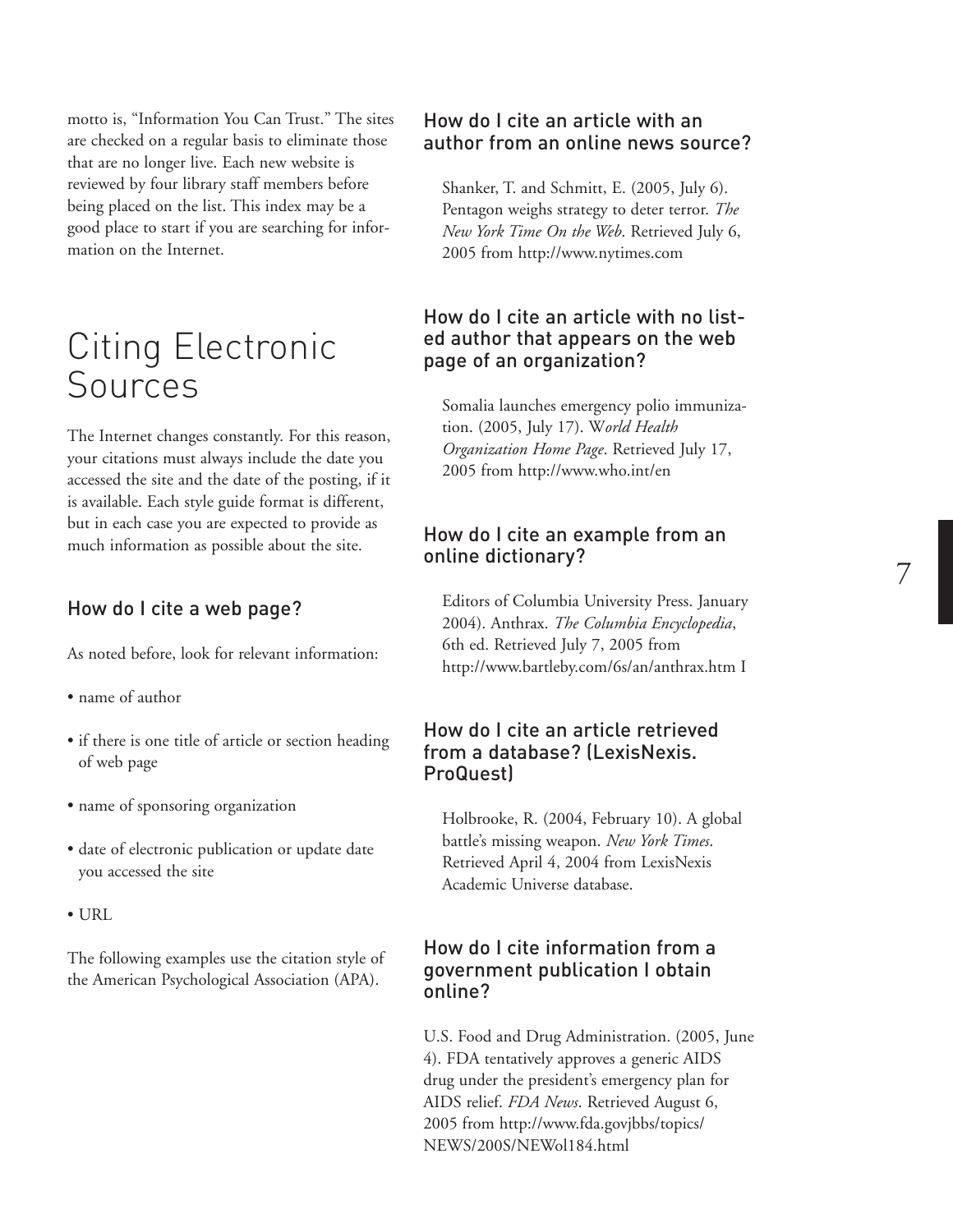motto is, "Information You Can Trust." The sites are checked on a regular basis to eliminate those that are no longer live. Each new website is reviewed by four library staff members before being placed on the list. This index may be a good place to start if you are searching for information on the Internet.

# Citing Electronic Sources

The Internet changes constantly. For this reason, your citations must always include the date you accessed the site and the date of the posting, if it is available. Each style guide format is different, but in each case you are expected to provide as much information as possible about the site.

## How do I cite a web page?

As noted before, look for relevant information:

- name of author
- if there is one title of article or section heading of web page
- name of sponsoring organization
- date of electronic publication or update date you accessed the site
- URL

The following examples use the citation style of the American Psychological Association (APA).

## How do I cite an article with an author from an online news source?

Shanker, T. and Schmitt, E. (2005, July 6). Pentagon weighs strategy to deter terror. *The New York Time On the Web*. Retrieved July 6, 2005 from http://www.nytimes.com

## How do I cite an article with no listed author that appears on the web page of an organization?

Somalia launches emergency polio immunization. (2005, July 17). W*orld Health Organization Home Page*. Retrieved July 17, 2005 from http://www.who.int/en

## How do I cite an example from an online dictionary?

Editors of Columbia University Press. January 2004). Anthrax. *The Columbia Encyclopedia*, 6th ed. Retrieved July 7, 2005 from http://www.bartleby.com/6s/an/anthrax.htm I

## How do I cite an article retrieved from a database? (LexisNexis. ProQuest)

Holbrooke, R. (2004, February 10). A global battle's missing weapon. *New York Times*. Retrieved April 4, 2004 from LexisNexis Academic Universe database.

## How do I cite information from a government publication I obtain online?

U.S. Food and Drug Administration. (2005, June 4). FDA tentatively approves a generic AIDS drug under the president's emergency plan for AIDS relief. *FDA News*. Retrieved August 6, 2005 from http://www.fda.govjbbs/topics/NEWS/200S/NEWol184.html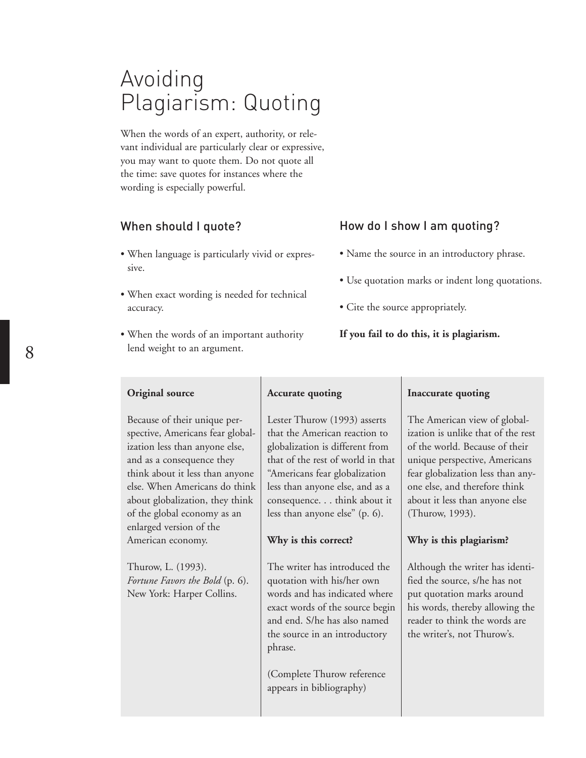# Avoiding Plagiarism: Quoting

When the words of an expert, authority, or relevant individual are particularly clear or expressive, you may want to quote them. Do not quote all the time: save quotes for instances where the wording is especially powerful.

## When should I quote?

- When language is particularly vivid or expressive.
- When exact wording is needed for technical accuracy.
- When the words of an important authority lend weight to an argument.

## How do I show I am quoting?

- Name the source in an introductory phrase.
- Use quotation marks or indent long quotations.
- Cite the source appropriately.

**If you fail to do this, it is plagiarism.**

| **Original source** | **Accurate quoting** | **Inaccurate quoting** |
|---|---|---|
| Because of their unique perspective, Americans fear globalization less than anyone else, and as a consequence they think about it less than anyone else. When Americans do think about globalization, they think of the global economy as an enlarged version of the American economy.<br><br>Thurow, L. (1993). *Fortune Favors the Bold* (p. 6). New York: Harper Collins. | Lester Thurow (1993) asserts that the American reaction to globalization is different from that of the rest of world in that "Americans fear globalization less than anyone else, and as a consequence. . . think about it less than anyone else" (p. 6).<br><br>**Why is this correct?**<br><br>The writer has introduced the quotation with his/her own words and has indicated where exact words of the source begin and end. S/he has also named the source in an introductory phrase.<br><br>(Complete Thurow reference appears in bibliography) | The American view of globalization is unlike that of the rest of the world. Because of their unique perspective, Americans fear globalization less than anyone else, and therefore think about it less than anyone else (Thurow, 1993).<br><br>**Why is this plagiarism?**<br><br>Although the writer has identified the source, s/he has not put quotation marks around his words, thereby allowing the reader to think the words are the writer's, not Thurow's. |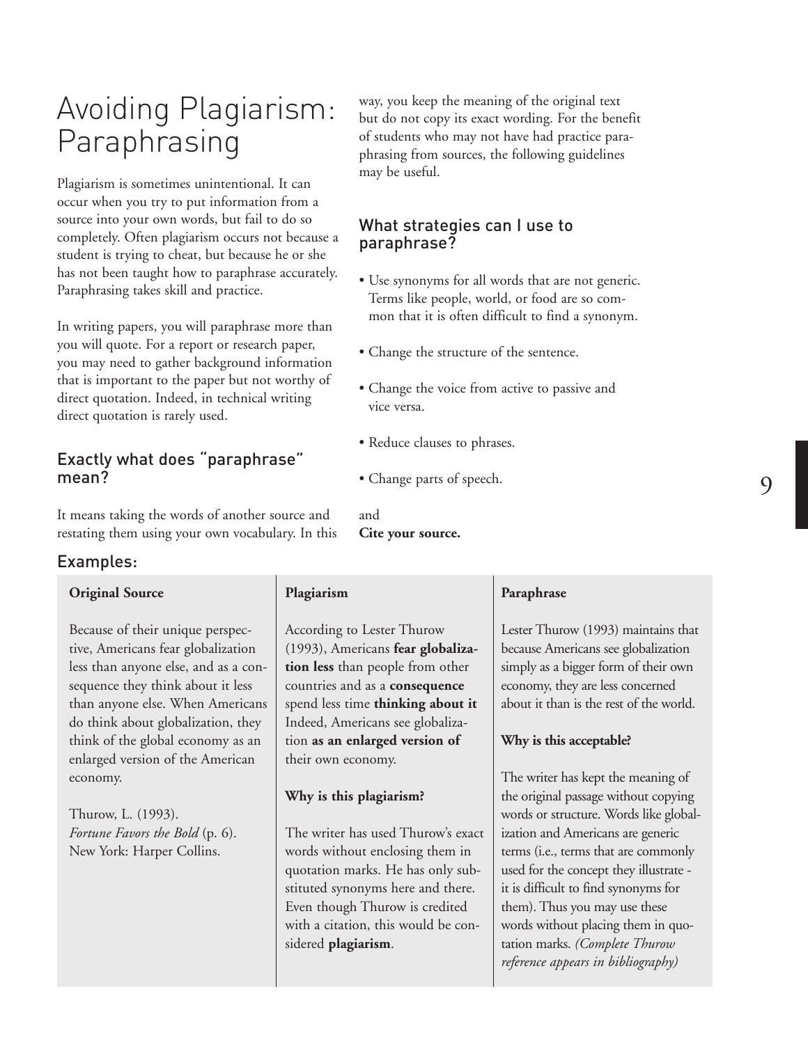# Avoiding Plagiarism: Paraphrasing

Plagiarism is sometimes unintentional. It can occur when you try to put information from a source into your own words, but fail to do so completely. Often plagiarism occurs not because a student is trying to cheat, but because he or she has not been taught how to paraphrase accurately. Paraphrasing takes skill and practice.

In writing papers, you will paraphrase more than you will quote. For a report or research paper, you may need to gather background information that is important to the paper but not worthy of direct quotation. Indeed, in technical writing direct quotation is rarely used.

## Exactly what does "paraphrase" mean?

It means taking the words of another source and restating them using your own vocabulary. In this way, you keep the meaning of the original text but do not copy its exact wording. For the benefit of students who may not have had practice paraphrasing from sources, the following guidelines may be useful.

## What strategies can I use to paraphrase?

- Use synonyms for all words that are not generic. Terms like people, world, or food are so common that it is often difficult to find a synonym.
- Change the structure of the sentence.
- Change the voice from active to passive and vice versa.
- Reduce clauses to phrases.
- Change parts of speech.

and
**Cite your source.**

## Examples:

| **Original Source** | **Plagiarism** | **Paraphrase** |
| --- | --- | --- |
| Because of their unique perspective, Americans fear globalization less than anyone else, and as a consequence they think about it less than anyone else. When Americans do think about globalization, they think of the global economy as an enlarged version of the American economy.<br><br>Thurow, L. (1993). *Fortune Favors the Bold* (p. 6). New York: Harper Collins. | According to Lester Thurow (1993), Americans **fear globalization less** than people from other countries and as a **consequence** spend less time **thinking about it** Indeed, Americans see globalization **as an enlarged version of** their own economy.<br><br>**Why is this plagiarism?**<br><br>The writer has used Thurow's exact words without enclosing them in quotation marks. He has only substituted synonyms here and there. Even though Thurow is credited with a citation, this would be considered **plagiarism**. | Lester Thurow (1993) maintains that because Americans see globalization simply as a bigger form of their own economy, they are less concerned about it than is the rest of the world.<br><br>**Why is this acceptable?**<br><br>The writer has kept the meaning of the original passage without copying words or structure. Words like globalization and Americans are generic terms (i.e., terms that are commonly used for the concept they illustrate - it is difficult to find synonyms for them). Thus you may use these words without placing them in quotation marks. *(Complete Thurow reference appears in bibliography)* |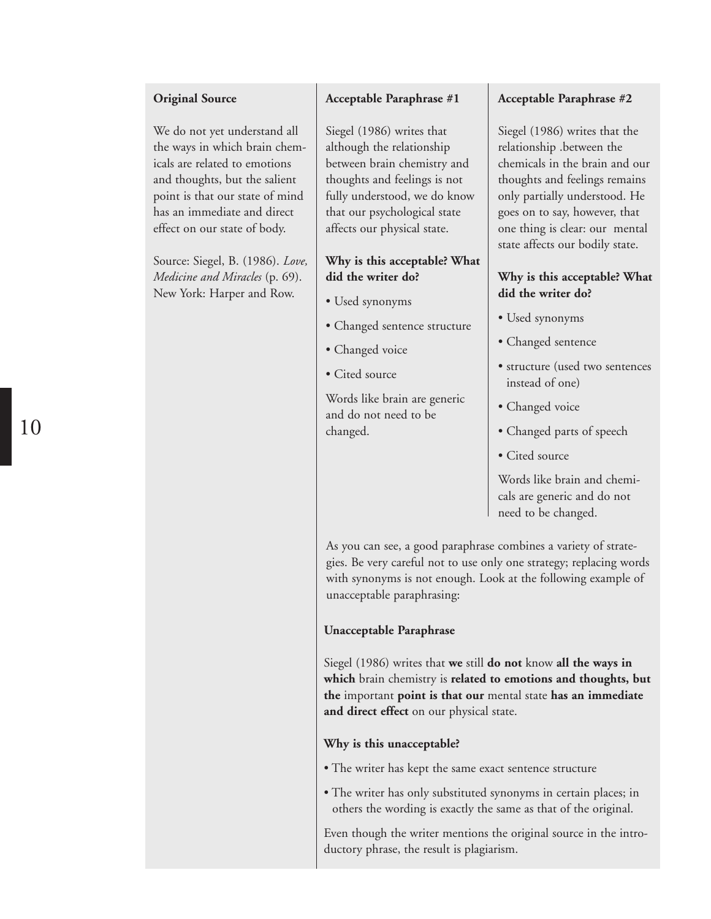**Original Source**

We do not yet understand all the ways in which brain chemicals are related to emotions and thoughts, but the salient point is that our state of mind has an immediate and direct effect on our state of body.

Source: Siegel, B. (1986). *Love, Medicine and Miracles* (p. 69). New York: Harper and Row.

**Acceptable Paraphrase #1**

Siegel (1986) writes that although the relationship between brain chemistry and thoughts and feelings is not fully understood, we do know that our psychological state affects our physical state.

**Why is this acceptable? What did the writer do?**

- Used synonyms
- Changed sentence structure
- Changed voice
- Cited source

Words like brain are generic and do not need to be changed.

**Acceptable Paraphrase #2**

Siegel (1986) writes that the relationship .between the chemicals in the brain and our thoughts and feelings remains only partially understood. He goes on to say, however, that one thing is clear: our mental state affects our bodily state.

**Why is this acceptable? What did the writer do?**

- Used synonyms
- Changed sentence
- structure (used two sentences instead of one)
- Changed voice
- Changed parts of speech
- Cited source

Words like brain and chemicals are generic and do not need to be changed.

As you can see, a good paraphrase combines a variety of strategies. Be very careful not to use only one strategy; replacing words with synonyms is not enough. Look at the following example of unacceptable paraphrasing:

**Unacceptable Paraphrase**

Siegel (1986) writes that **we** still **do not** know **all the ways in which** brain chemistry is **related to emotions and thoughts, but the** important **point is that our** mental state **has an immediate and direct effect** on our physical state.

**Why is this unacceptable?**

- The writer has kept the same exact sentence structure
- The writer has only substituted synonyms in certain places; in others the wording is exactly the same as that of the original.

Even though the writer mentions the original source in the introductory phrase, the result is plagiarism.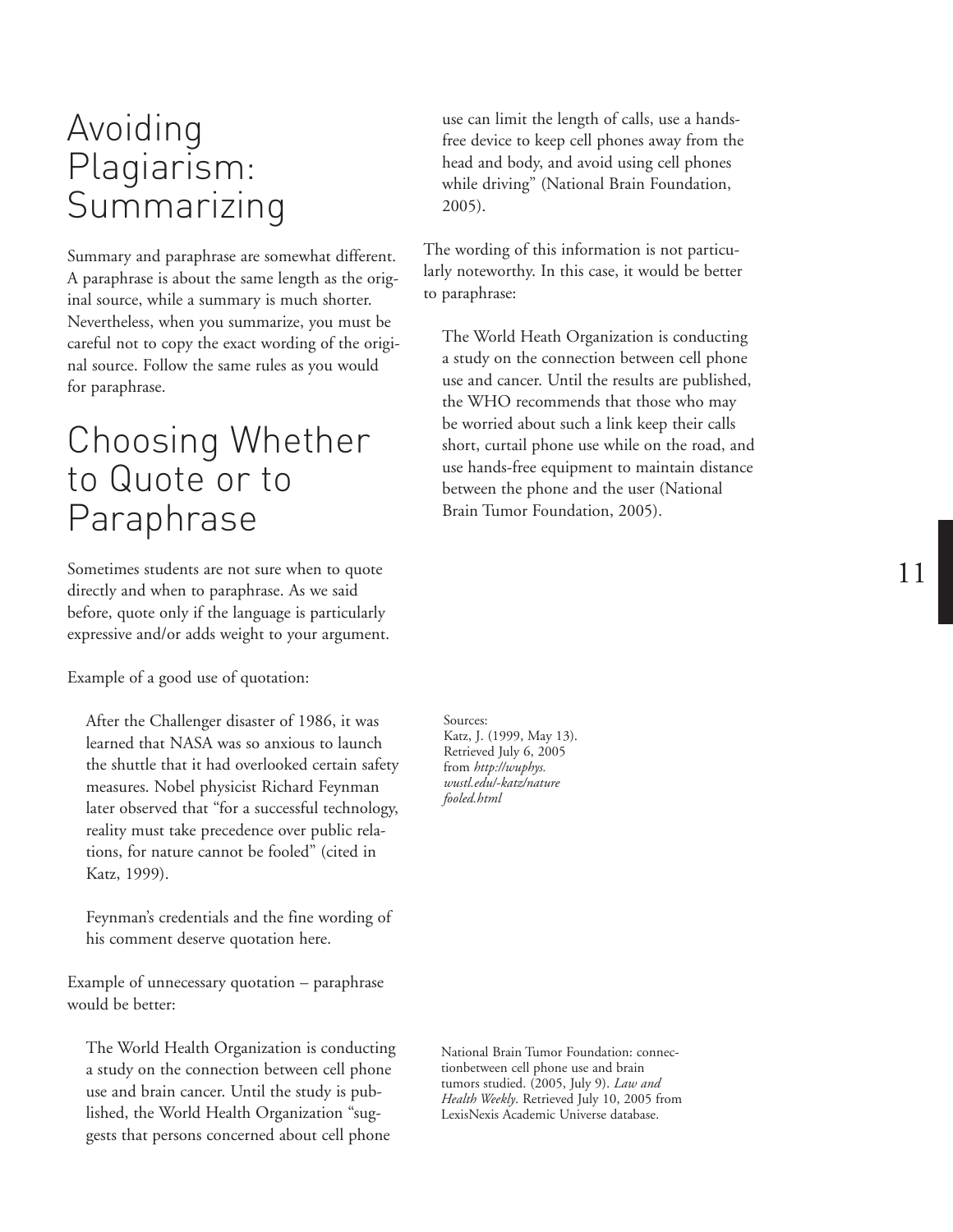# Avoiding Plagiarism: Summarizing

Summary and paraphrase are somewhat different. A paraphrase is about the same length as the original source, while a summary is much shorter. Nevertheless, when you summarize, you must be careful not to copy the exact wording of the original source. Follow the same rules as you would for paraphrase.

# Choosing Whether to Quote or to Paraphrase

Sometimes students are not sure when to quote directly and when to paraphrase. As we said before, quote only if the language is particularly expressive and/or adds weight to your argument.

Example of a good use of quotation:

> After the Challenger disaster of 1986, it was learned that NASA was so anxious to launch the shuttle that it had overlooked certain safety measures. Nobel physicist Richard Feynman later observed that "for a successful technology, reality must take precedence over public relations, for nature cannot be fooled" (cited in Katz, 1999).
>
> Feynman's credentials and the fine wording of his comment deserve quotation here.

Example of unnecessary quotation – paraphrase would be better:

> The World Health Organization is conducting a study on the connection between cell phone use and brain cancer. Until the study is published, the World Health Organization "suggests that persons concerned about cell phone use can limit the length of calls, use a hands-free device to keep cell phones away from the head and body, and avoid using cell phones while driving" (National Brain Foundation, 2005).

The wording of this information is not particularly noteworthy. In this case, it would be better to paraphrase:

> The World Heath Organization is conducting a study on the connection between cell phone use and cancer. Until the results are published, the WHO recommends that those who may be worried about such a link keep their calls short, curtail phone use while on the road, and use hands-free equipment to maintain distance between the phone and the user (National Brain Tumor Foundation, 2005).

Sources:
Katz, J. (1999, May 13). Retrieved July 6, 2005 from *http://wuphys.wustl.edu/-katz/naturefooled.html*

National Brain Tumor Foundation: connectionbetween cell phone use and brain tumors studied. (2005, July 9). *Law and Health Weekly*. Retrieved July 10, 2005 from LexisNexis Academic Universe database.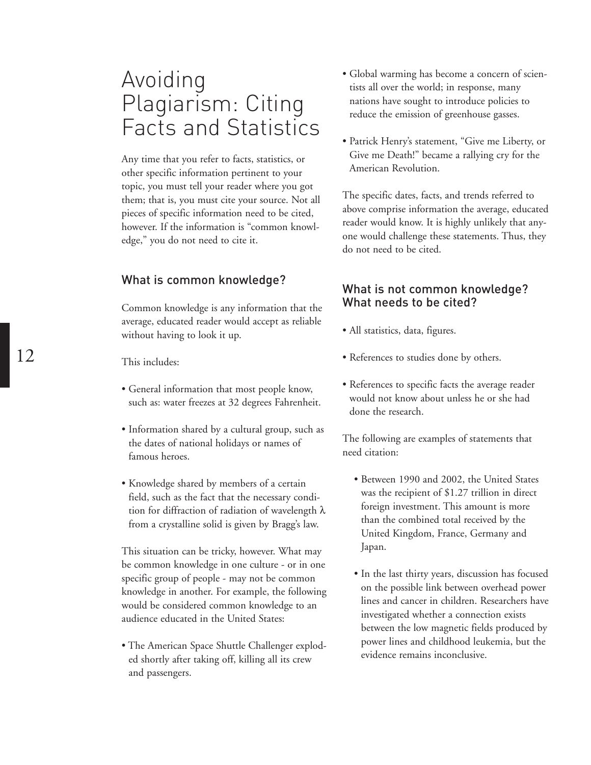# Avoiding Plagiarism: Citing Facts and Statistics

Any time that you refer to facts, statistics, or other specific information pertinent to your topic, you must tell your reader where you got them; that is, you must cite your source. Not all pieces of specific information need to be cited, however. If the information is "common knowledge," you do not need to cite it.

## What is common knowledge?

Common knowledge is any information that the average, educated reader would accept as reliable without having to look it up.

This includes:

- General information that most people know, such as: water freezes at 32 degrees Fahrenheit.
- Information shared by a cultural group, such as the dates of national holidays or names of famous heroes.
- Knowledge shared by members of a certain field, such as the fact that the necessary condition for diffraction of radiation of wavelength $\lambda$ from a crystalline solid is given by Bragg's law.

This situation can be tricky, however. What may be common knowledge in one culture - or in one specific group of people - may not be common knowledge in another. For example, the following would be considered common knowledge to an audience educated in the United States:

- The American Space Shuttle Challenger exploded shortly after taking off, killing all its crew and passengers.
- Global warming has become a concern of scientists all over the world; in response, many nations have sought to introduce policies to reduce the emission of greenhouse gasses.
- Patrick Henry's statement, "Give me Liberty, or Give me Death!" became a rallying cry for the American Revolution.

The specific dates, facts, and trends referred to above comprise information the average, educated reader would know. It is highly unlikely that anyone would challenge these statements. Thus, they do not need to be cited.

## What is not common knowledge? What needs to be cited?

- All statistics, data, figures.
- References to studies done by others.
- References to specific facts the average reader would not know about unless he or she had done the research.

The following are examples of statements that need citation:

- Between 1990 and 2002, the United States was the recipient of $1.27 trillion in direct foreign investment. This amount is more than the combined total received by the United Kingdom, France, Germany and Japan.
- In the last thirty years, discussion has focused on the possible link between overhead power lines and cancer in children. Researchers have investigated whether a connection exists between the low magnetic fields produced by power lines and childhood leukemia, but the evidence remains inconclusive.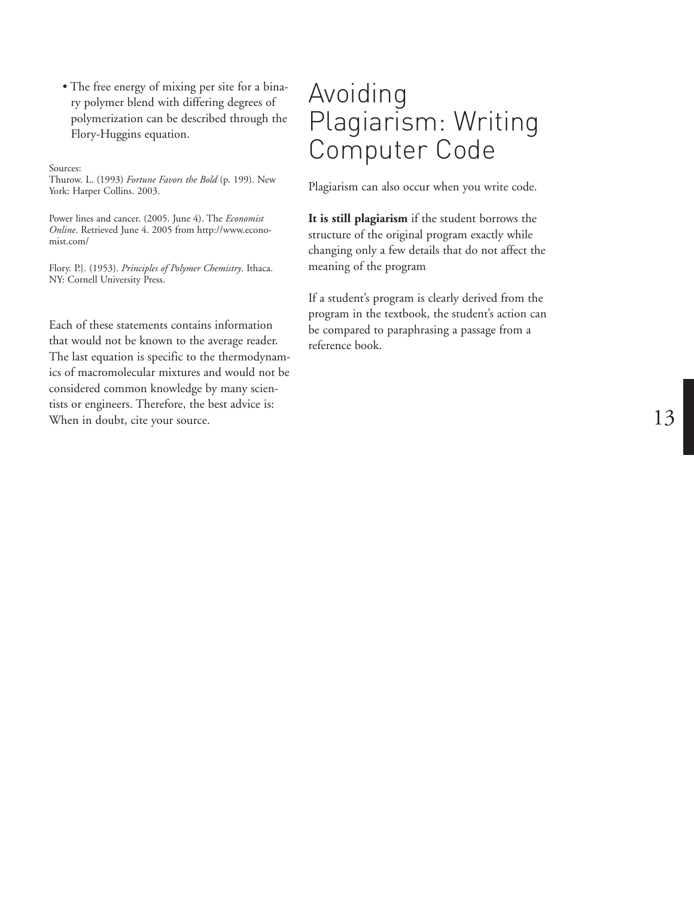- The free energy of mixing per site for a binary polymer blend with differing degrees of polymerization can be described through the Flory-Huggins equation.

Sources:
Thurow. L. (1993) *Fortune Favors the Bold* (p. 199). New York: Harper Collins. 2003.

Power lines and cancer. (2005. June 4). The *Economist Online*. Retrieved June 4. 2005 from http://www.economist.com/

Flory. P.}. (1953). *Principles of Polymer Chemistry*. Ithaca. NY: Cornell University Press.

Each of these statements contains information that would not be known to the average reader. The last equation is specific to the thermodynamics of macromolecular mixtures and would not be considered common knowledge by many scientists or engineers. Therefore, the best advice is: When in doubt, cite your source.

# Avoiding Plagiarism: Writing Computer Code

Plagiarism can also occur when you write code.

**It is still plagiarism** if the student borrows the structure of the original program exactly while changing only a few details that do not affect the meaning of the program

If a student's program is clearly derived from the program in the textbook, the student's action can be compared to paraphrasing a passage from a reference book.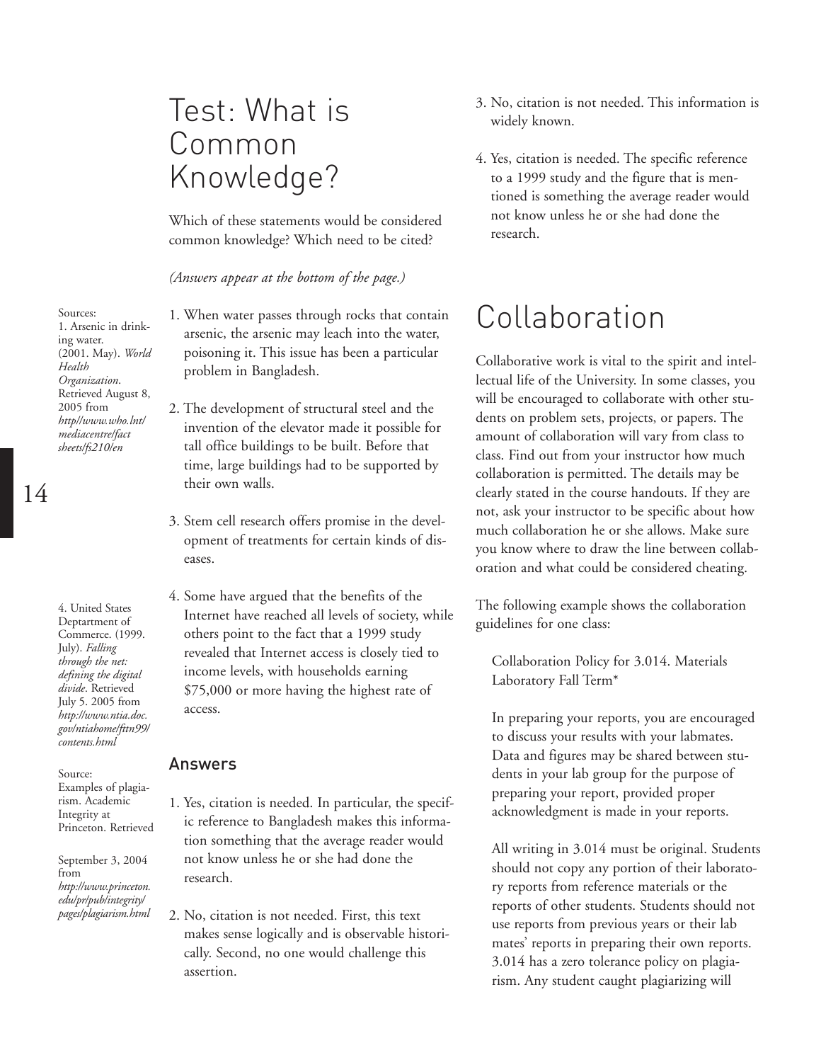# Test: What is Common Knowledge?

Which of these statements would be considered common knowledge? Which need to be cited?

*(Answers appear at the bottom of the page.)*

1. When water passes through rocks that contain arsenic, the arsenic may leach into the water, poisoning it. This issue has been a particular problem in Bangladesh.

2. The development of structural steel and the invention of the elevator made it possible for tall office buildings to be built. Before that time, large buildings had to be supported by their own walls.

3. Stem cell research offers promise in the development of treatments for certain kinds of diseases.

4. Some have argued that the benefits of the Internet have reached all levels of society, while others point to the fact that a 1999 study revealed that Internet access is closely tied to income levels, with households earning $75,000 or more having the highest rate of access.

Sources:
1. Arsenic in drinking water. (2001. May). *World Health Organization*. Retrieved August 8, 2005 from *http//www.who.lnt/mediacentre/fact sheets/fs210/en*

4. United States Deptartment of Commerce. (1999. July). *Falling through the net: defining the digital divide*. Retrieved July 5. 2005 from *http://www.ntia.doc.gov/ntiahome/fttn99/contents.html*

Source:
Examples of plagiarism. Academic Integrity at Princeton. Retrieved September 3, 2004 from *http://www.princeton.edu/pr/pub/integrity/pages/plagiarism.html*

## Answers

1. Yes, citation is needed. In particular, the specific reference to Bangladesh makes this information something that the average reader would not know unless he or she had done the research.

2. No, citation is not needed. First, this text makes sense logically and is observable historically. Second, no one would challenge this assertion.

3. No, citation is not needed. This information is widely known.

4. Yes, citation is needed. The specific reference to a 1999 study and the figure that is mentioned is something the average reader would not know unless he or she had done the research.

# Collaboration

Collaborative work is vital to the spirit and intellectual life of the University. In some classes, you will be encouraged to collaborate with other students on problem sets, projects, or papers. The amount of collaboration will vary from class to class. Find out from your instructor how much collaboration is permitted. The details may be clearly stated in the course handouts. If they are not, ask your instructor to be specific about how much collaboration he or she allows. Make sure you know where to draw the line between collaboration and what could be considered cheating.

The following example shows the collaboration guidelines for one class:

> Collaboration Policy for 3.014. Materials Laboratory Fall Term*
>
> In preparing your reports, you are encouraged to discuss your results with your labmates. Data and figures may be shared between students in your lab group for the purpose of preparing your report, provided proper acknowledgment is made in your reports.
>
> All writing in 3.014 must be original. Students should not copy any portion of their laboratory reports from reference materials or the reports of other students. Students should not use reports from previous years or their lab mates' reports in preparing their own reports. 3.014 has a zero tolerance policy on plagiarism. Any student caught plagiarizing will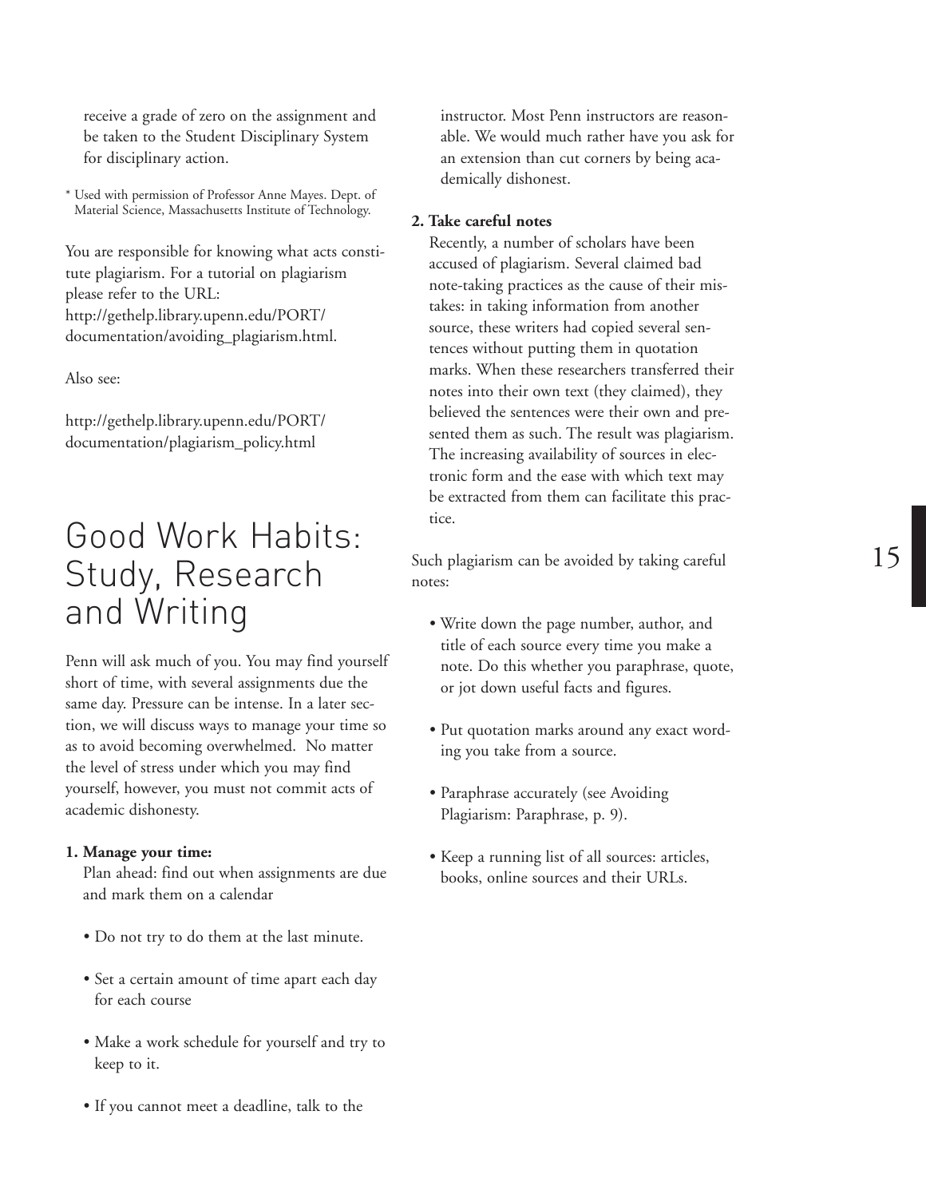receive a grade of zero on the assignment and be taken to the Student Disciplinary System for disciplinary action.

* Used with permission of Professor Anne Mayes. Dept. of Material Science, Massachusetts Institute of Technology.

You are responsible for knowing what acts constitute plagiarism. For a tutorial on plagiarism please refer to the URL: http://gethelp.library.upenn.edu/PORT/documentation/avoiding_plagiarism.html.

Also see:

http://gethelp.library.upenn.edu/PORT/documentation/plagiarism_policy.html

# Good Work Habits: Study, Research and Writing

Penn will ask much of you. You may find yourself short of time, with several assignments due the same day. Pressure can be intense. In a later section, we will discuss ways to manage your time so as to avoid becoming overwhelmed. No matter the level of stress under which you may find yourself, however, you must not commit acts of academic dishonesty.

**1. Manage your time:**

Plan ahead: find out when assignments are due and mark them on a calendar

- Do not try to do them at the last minute.
- Set a certain amount of time apart each day for each course
- Make a work schedule for yourself and try to keep to it.
- If you cannot meet a deadline, talk to the instructor. Most Penn instructors are reasonable. We would much rather have you ask for an extension than cut corners by being academically dishonest.

**2. Take careful notes**

Recently, a number of scholars have been accused of plagiarism. Several claimed bad note-taking practices as the cause of their mistakes: in taking information from another source, these writers had copied several sentences without putting them in quotation marks. When these researchers transferred their notes into their own text (they claimed), they believed the sentences were their own and presented them as such. The result was plagiarism. The increasing availability of sources in electronic form and the ease with which text may be extracted from them can facilitate this practice.

Such plagiarism can be avoided by taking careful notes:

- Write down the page number, author, and title of each source every time you make a note. Do this whether you paraphrase, quote, or jot down useful facts and figures.
- Put quotation marks around any exact wording you take from a source.
- Paraphrase accurately (see Avoiding Plagiarism: Paraphrase, p. 9).
- Keep a running list of all sources: articles, books, online sources and their URLs.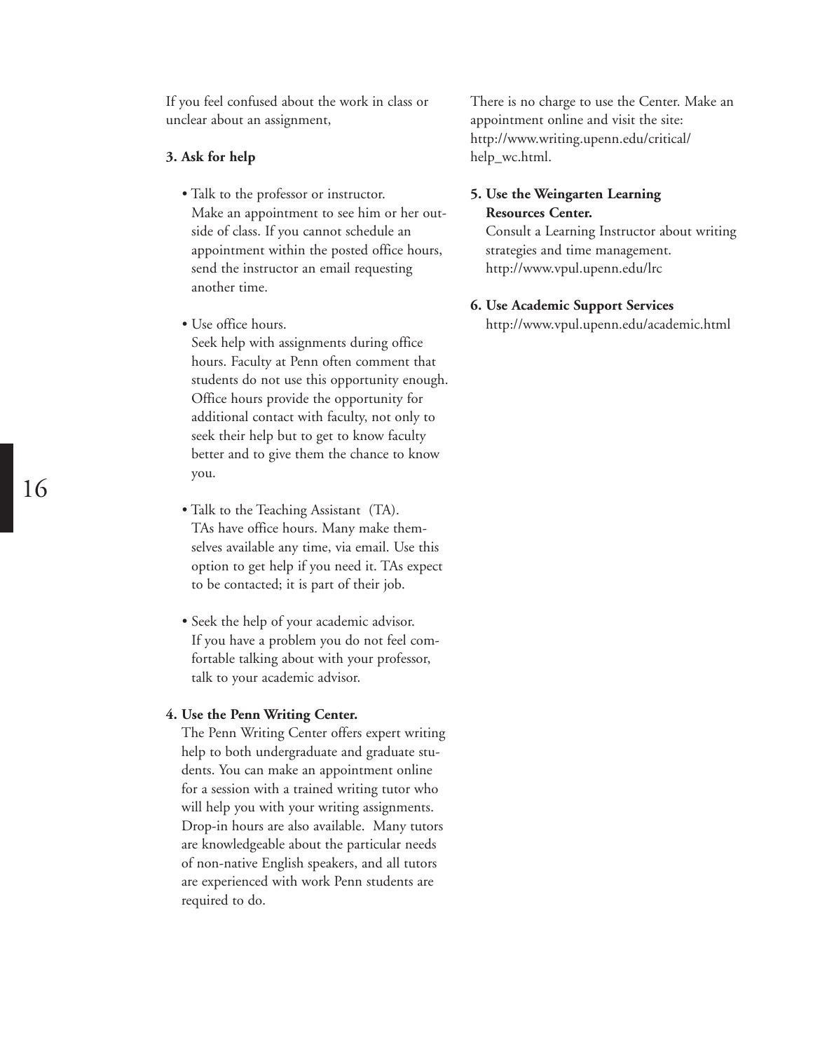If you feel confused about the work in class or unclear about an assignment,

**3. Ask for help**

- Talk to the professor or instructor.
  Make an appointment to see him or her outside of class. If you cannot schedule an appointment within the posted office hours, send the instructor an email requesting another time.

- Use office hours.
  Seek help with assignments during office hours. Faculty at Penn often comment that students do not use this opportunity enough. Office hours provide the opportunity for additional contact with faculty, not only to seek their help but to get to know faculty better and to give them the chance to know you.

- Talk to the Teaching Assistant (TA).
  TAs have office hours. Many make themselves available any time, via email. Use this option to get help if you need it. TAs expect to be contacted; it is part of their job.

- Seek the help of your academic advisor.
  If you have a problem you do not feel comfortable talking about with your professor, talk to your academic advisor.

**4. Use the Penn Writing Center.**
The Penn Writing Center offers expert writing help to both undergraduate and graduate students. You can make an appointment online for a session with a trained writing tutor who will help you with your writing assignments. Drop-in hours are also available. Many tutors are knowledgeable about the particular needs of non-native English speakers, and all tutors are experienced with work Penn students are required to do.

There is no charge to use the Center. Make an appointment online and visit the site: http://www.writing.upenn.edu/critical/help_wc.html.

**5. Use the Weingarten Learning Resources Center.**
Consult a Learning Instructor about writing strategies and time management.
http://www.vpul.upenn.edu/lrc

**6. Use Academic Support Services**
http://www.vpul.upenn.edu/academic.html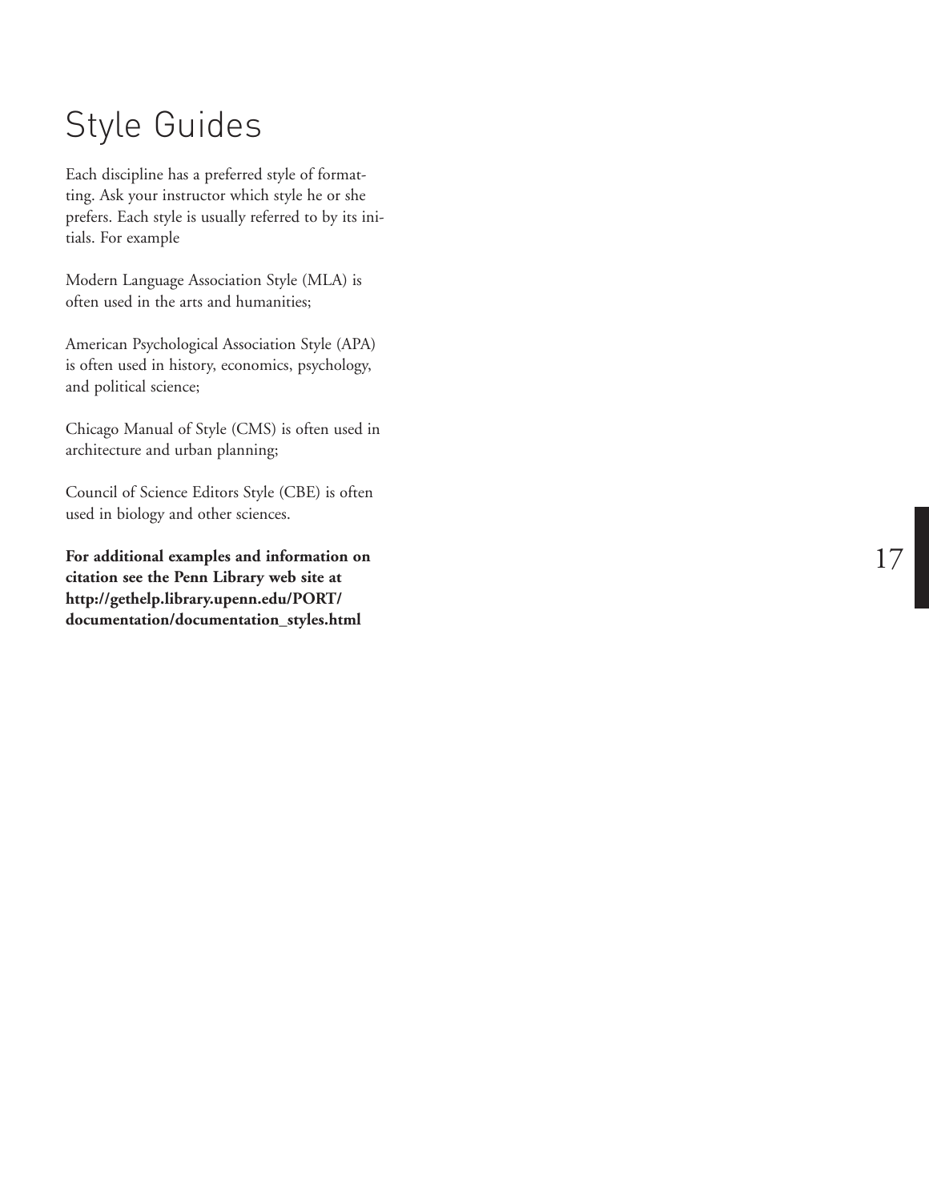# Style Guides

Each discipline has a preferred style of formatting. Ask your instructor which style he or she prefers. Each style is usually referred to by its initials. For example

Modern Language Association Style (MLA) is often used in the arts and humanities;

American Psychological Association Style (APA) is often used in history, economics, psychology, and political science;

Chicago Manual of Style (CMS) is often used in architecture and urban planning;

Council of Science Editors Style (CBE) is often used in biology and other sciences.

**For additional examples and information on citation see the Penn Library web site at http://gethelp.library.upenn.edu/PORT/documentation/documentation_styles.html**